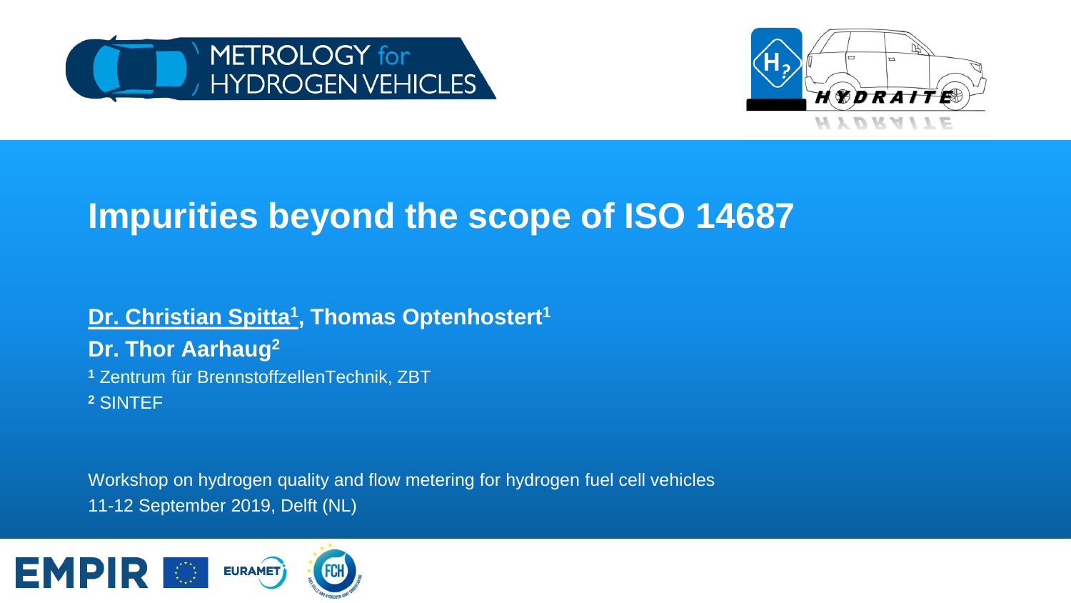# Impurities beyond the scope of ISO 14687

**Dr. Christian Spitta[1], Thomas Optenhostert[1]**
**Dr. Thor Aarhaug[2]**
[1] Zentrum für BrennstoffzellenTechnik, ZBT
[2] SINTEF

Workshop on hydrogen quality and flow metering for hydrogen fuel cell vehicles
11-12 September 2019, Delft (NL)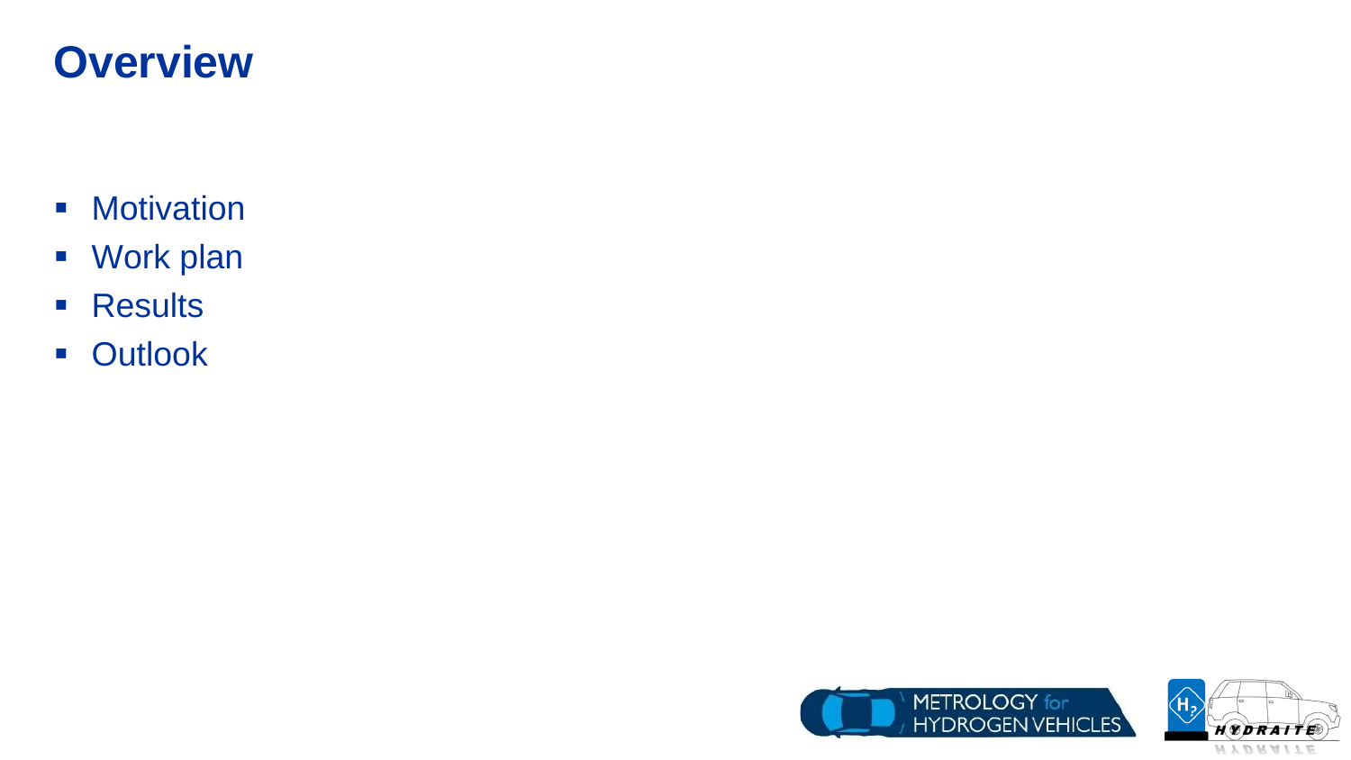# Overview

- Motivation
- Work plan
- Results
- Outlook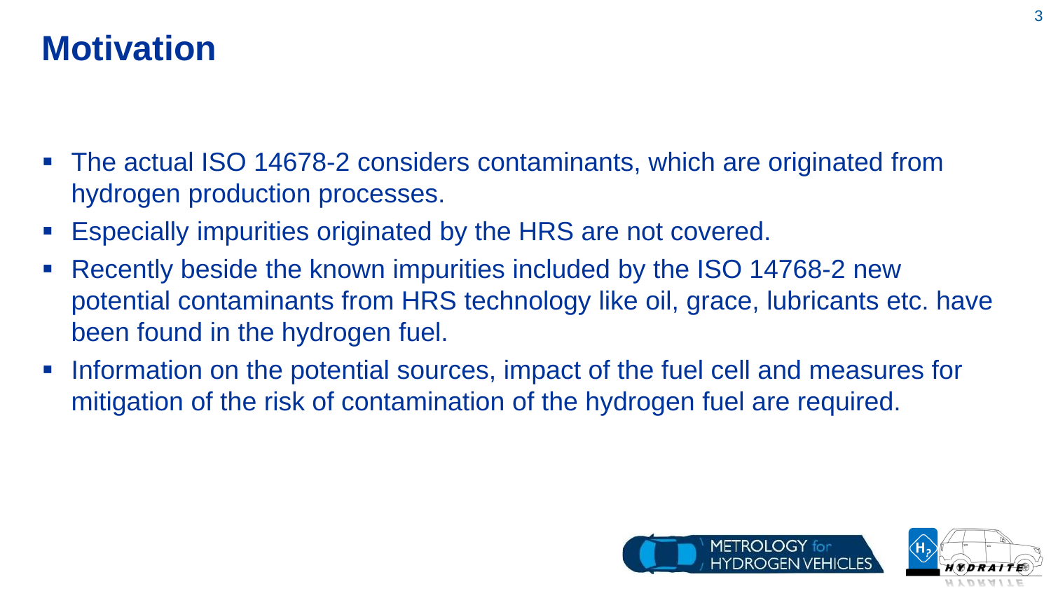# Motivation

- The actual ISO 14678-2 considers contaminants, which are originated from hydrogen production processes.
- Especially impurities originated by the HRS are not covered.
- Recently beside the known impurities included by the ISO 14768-2 new potential contaminants from HRS technology like oil, grace, lubricants etc. have been found in the hydrogen fuel.
- Information on the potential sources, impact of the fuel cell and measures for mitigation of the risk of contamination of the hydrogen fuel are required.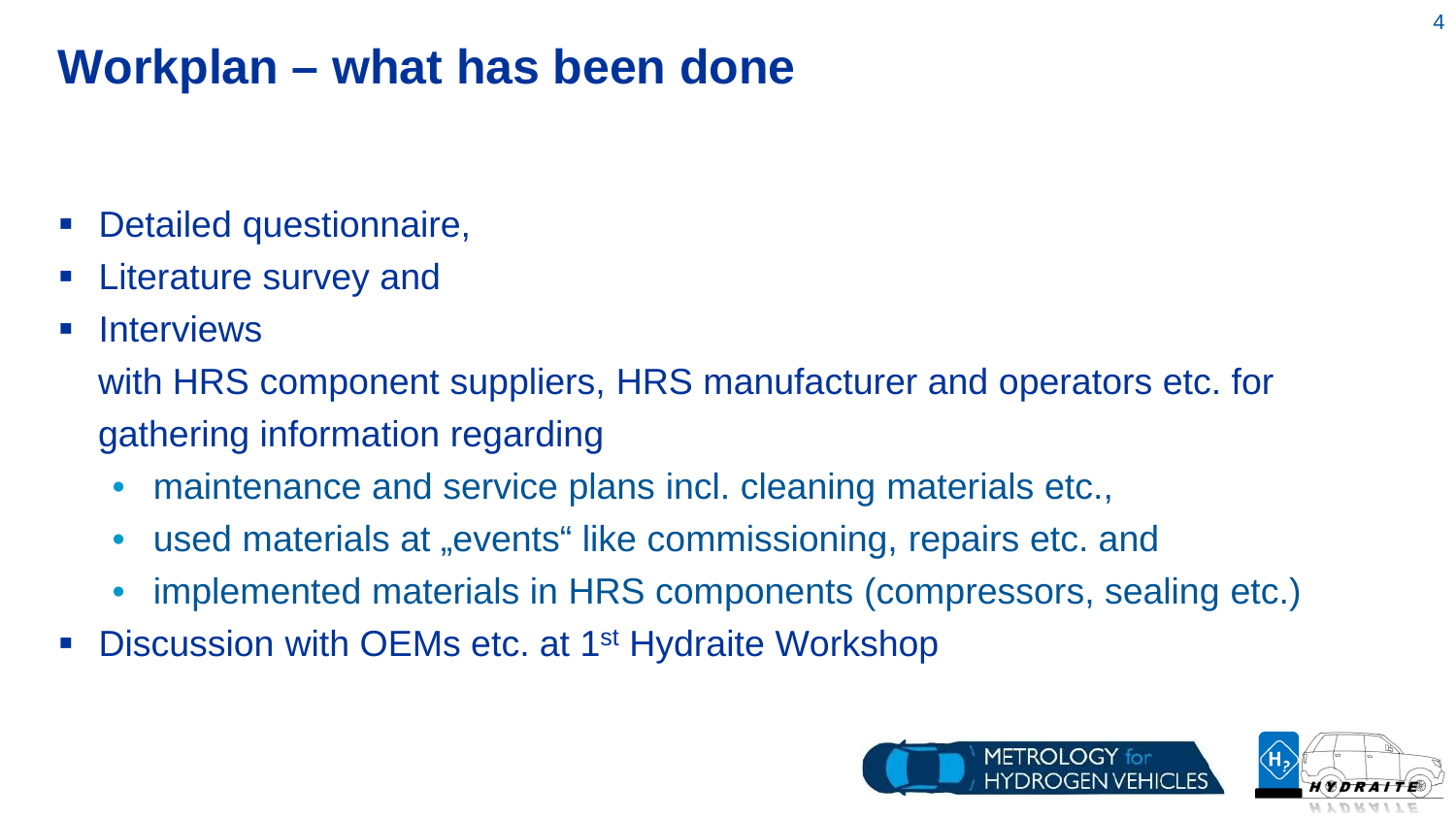# Workplan – what has been done

- Detailed questionnaire,
- Literature survey and
- Interviews

  with HRS component suppliers, HRS manufacturer and operators etc. for gathering information regarding

  - maintenance and service plans incl. cleaning materials etc.,
  - used materials at „events“ like commissioning, repairs etc. and
  - implemented materials in HRS components (compressors, sealing etc.)
- Discussion with OEMs etc. at 1st Hydraite Workshop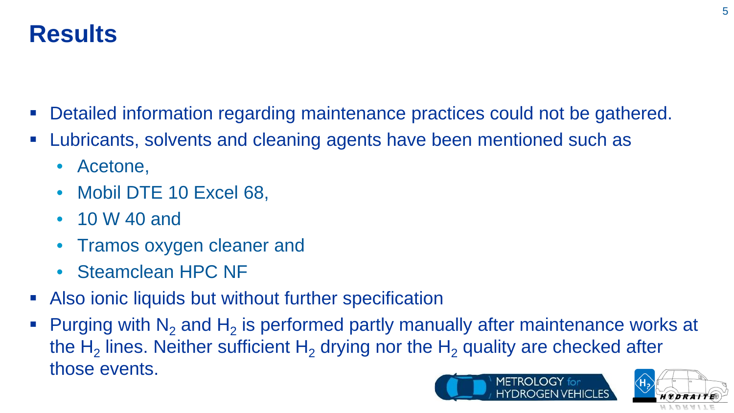# Results

- Detailed information regarding maintenance practices could not be gathered.
- Lubricants, solvents and cleaning agents have been mentioned such as
  - Acetone,
  - Mobil DTE 10 Excel 68,
  - 10 W 40 and
  - Tramos oxygen cleaner and
  - Steamclean HPC NF
- Also ionic liquids but without further specification
- Purging with $N_2$ and $H_2$ is performed partly manually after maintenance works at the $H_2$ lines. Neither sufficient $H_2$ drying nor the $H_2$ quality are checked after those events.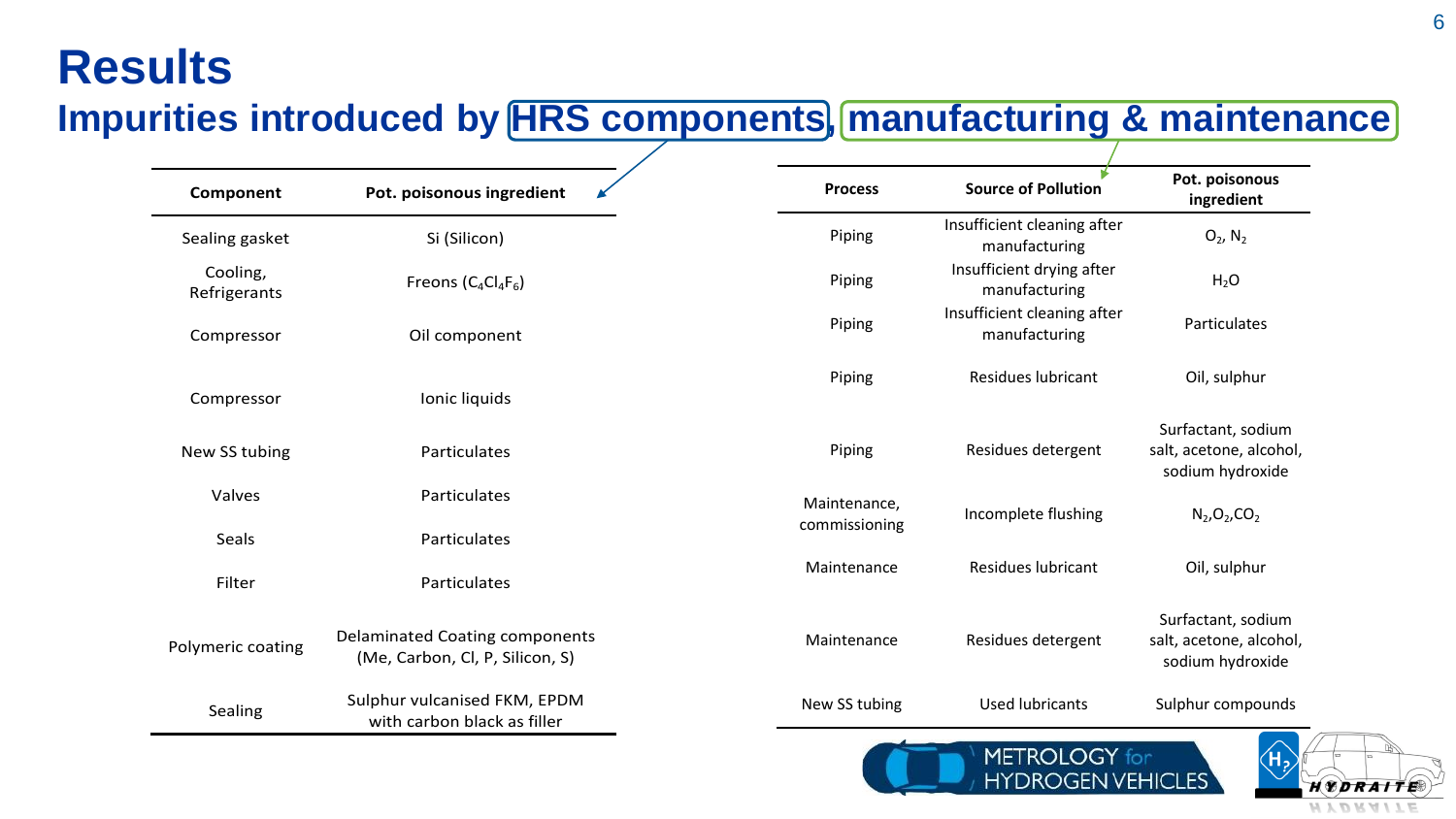# Results

## Impurities introduced by HRS components, manufacturing & maintenance

| Component | Pot. poisonous ingredient |
|---|---|
| Sealing gasket | Si (Silicon) |
| Cooling, Refrigerants | Freons ($C_4Cl_4F_6$) |
| Compressor | Oil component |
| Compressor | Ionic liquids |
| New SS tubing | Particulates |
| Valves | Particulates |
| Seals | Particulates |
| Filter | Particulates |
| Polymeric coating | Delaminated Coating components (Me, Carbon, Cl, P, Silicon, S) |
| Sealing | Sulphur vulcanised FKM, EPDM with carbon black as filler |

| Process | Source of Pollution | Pot. poisonous ingredient |
|---|---|---|
| Piping | Insufficient cleaning after manufacturing | $O_2$, $N_2$ |
| Piping | Insufficient drying after manufacturing | $H_2O$ |
| Piping | Insufficient cleaning after manufacturing | Particulates |
| Piping | Residues lubricant | Oil, sulphur |
| Piping | Residues detergent | Surfactant, sodium salt, acetone, alcohol, sodium hydroxide |
| Maintenance, commissioning | Incomplete flushing | $N_2$,$O_2$,$CO_2$ |
| Maintenance | Residues lubricant | Oil, sulphur |
| Maintenance | Residues detergent | Surfactant, sodium salt, acetone, alcohol, sodium hydroxide |
| New SS tubing | Used lubricants | Sulphur compounds |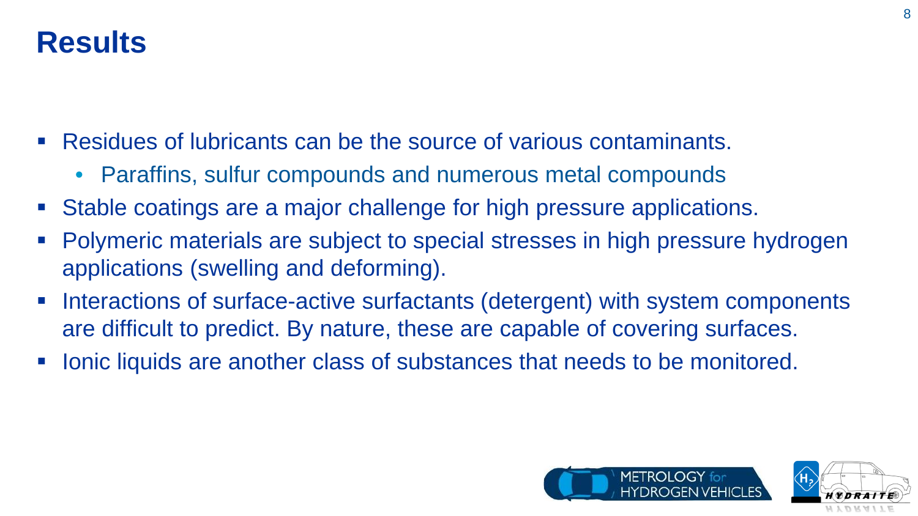# Results

- Residues of lubricants can be the source of various contaminants.
  - Paraffins, sulfur compounds and numerous metal compounds
- Stable coatings are a major challenge for high pressure applications.
- Polymeric materials are subject to special stresses in high pressure hydrogen applications (swelling and deforming).
- Interactions of surface-active surfactants (detergent) with system components are difficult to predict. By nature, these are capable of covering surfaces.
- Ionic liquids are another class of substances that needs to be monitored.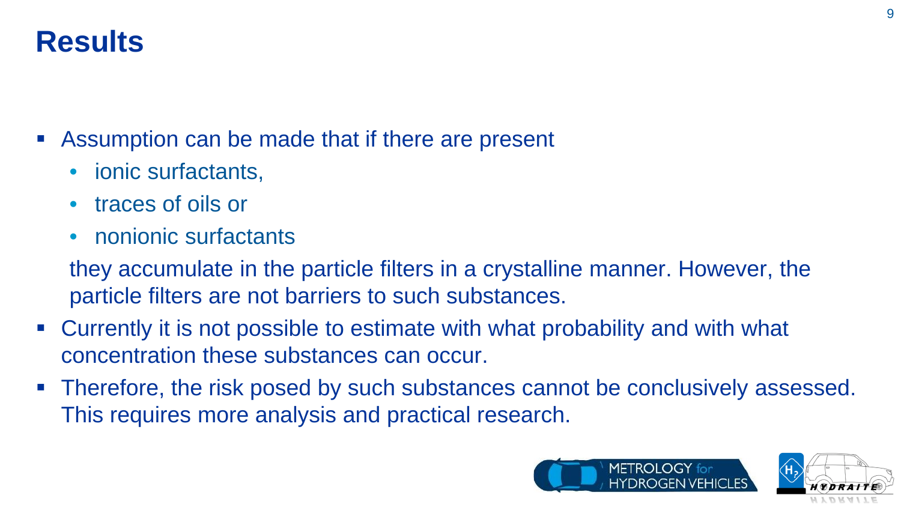# Results

- Assumption can be made that if there are present
  - ionic surfactants,
  - traces of oils or
  - nonionic surfactants

  they accumulate in the particle filters in a crystalline manner. However, the particle filters are not barriers to such substances.
- Currently it is not possible to estimate with what probability and with what concentration these substances can occur.
- Therefore, the risk posed by such substances cannot be conclusively assessed. This requires more analysis and practical research.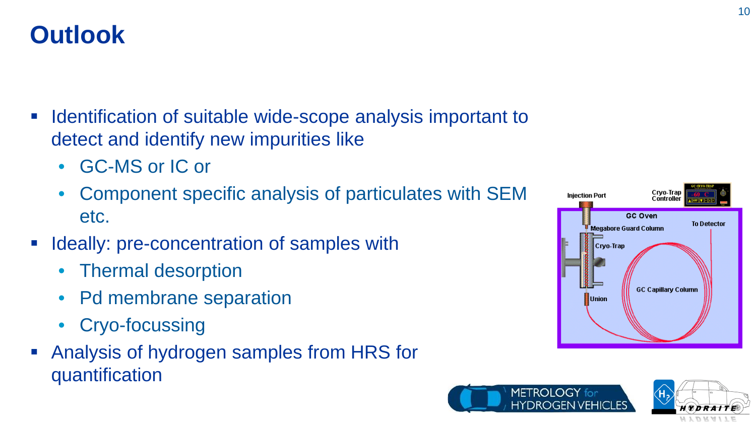# Outlook

- Identification of suitable wide-scope analysis important to detect and identify new impurities like
  - GC-MS or IC or
  - Component specific analysis of particulates with SEM etc.
- Ideally: pre-concentration of samples with
  - Thermal desorption
  - Pd membrane separation
  - Cryo-focussing
- Analysis of hydrogen samples from HRS for quantification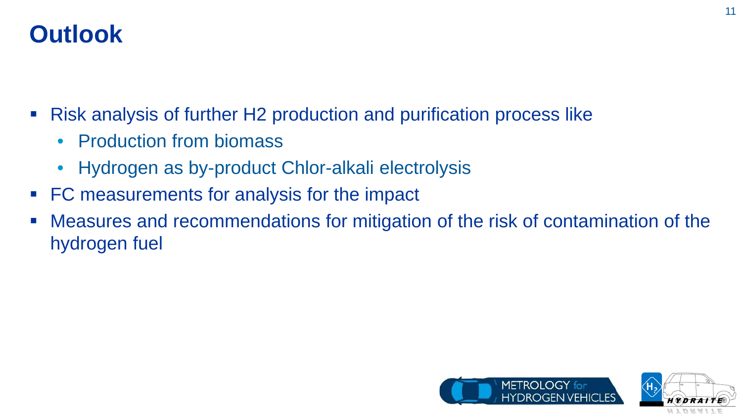# Outlook

- Risk analysis of further H2 production and purification process like
  - Production from biomass
  - Hydrogen as by-product Chlor-alkali electrolysis
- FC measurements for analysis for the impact
- Measures and recommendations for mitigation of the risk of contamination of the hydrogen fuel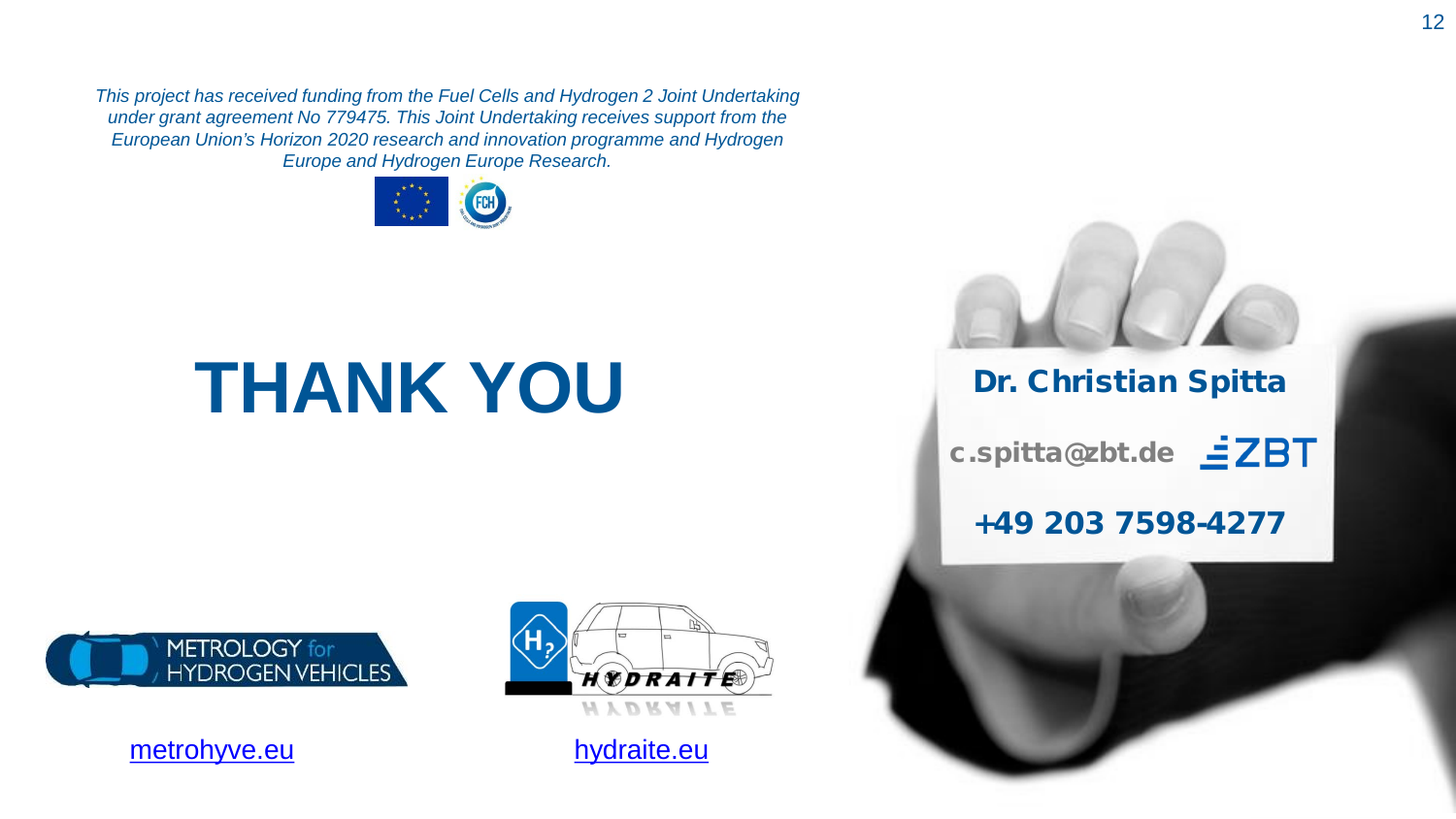*This project has received funding from the Fuel Cells and Hydrogen 2 Joint Undertaking under grant agreement No 779475. This Joint Undertaking receives support from the European Union's Horizon 2020 research and innovation programme and Hydrogen Europe and Hydrogen Europe Research.*

# THANK YOU

**Dr. Christian Spitta**

c.spitta@zbt.de ZBT

**+49 203 7598-4277**

METROLOGY for HYDROGEN VEHICLES

[metrohyve.eu](metrohyve.eu)

HYDRAITE

[hydraite.eu](hydraite.eu)